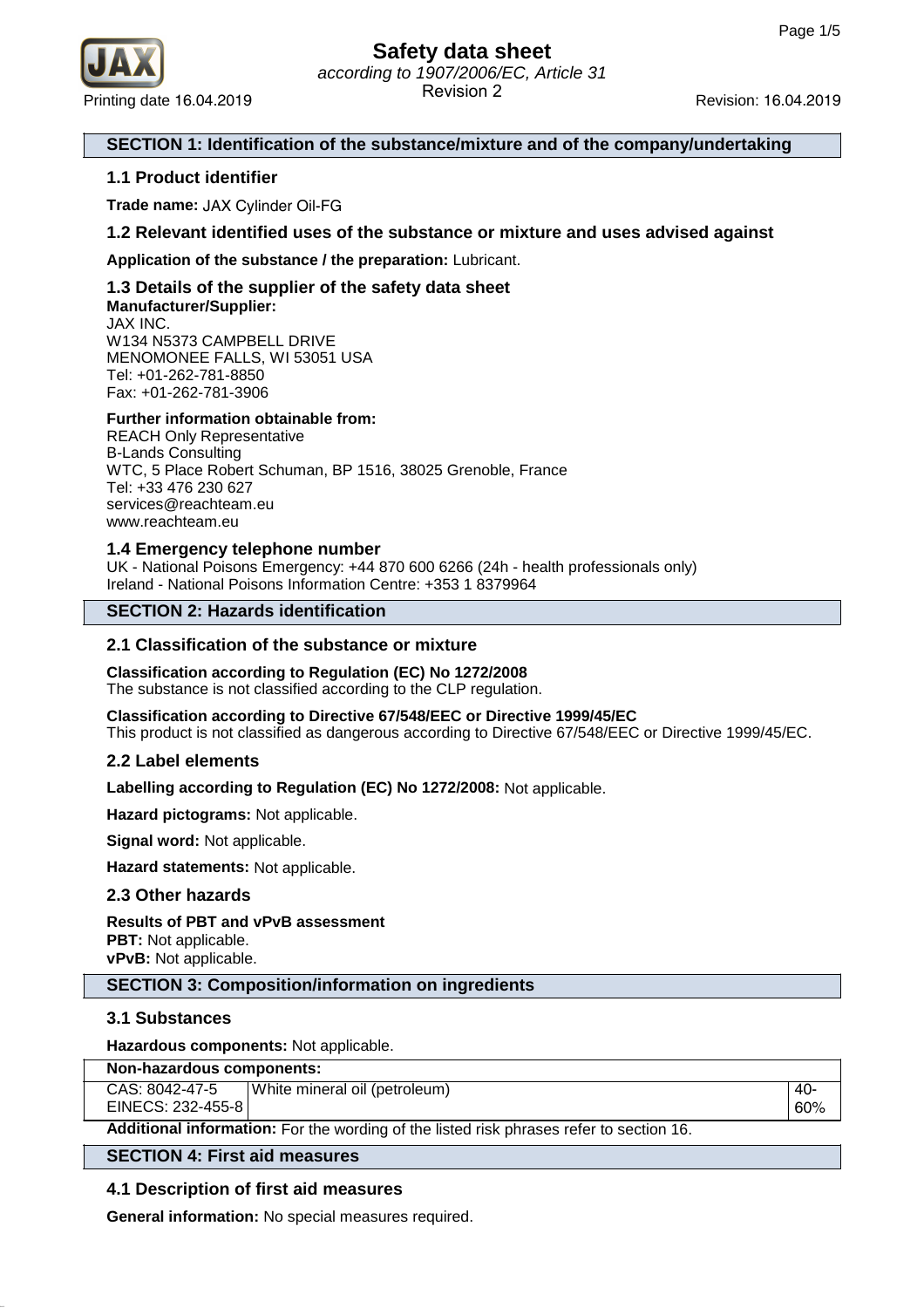# Safety data sheet

*according to 1907/2006/EC, Article 31*

Revision 2

Printing date 16.04.2019 Revision: 16.04.2019

## SECTION 1: Identification of the substance/mixture and of the company/undertaking

### 1.1 Product identifier

**Trade name:** JAX Cylinder Oil-FG

### 1.2 Relevant identified uses of the substance or mixture and uses advised against

**Application of the substance / the preparation:** Lubricant.

### 1.3 Details of the supplier of the safety data sheet

**Manufacturer/Supplier:**
JAX INC.
W134 N5373 CAMPBELL DRIVE
MENOMONEE FALLS, WI 53051 USA
Tel: +01-262-781-8850
Fax: +01-262-781-3906

**Further information obtainable from:**
REACH Only Representative
B-Lands Consulting
WTC, 5 Place Robert Schuman, BP 1516, 38025 Grenoble, France
Tel: +33 476 230 627
services@reachteam.eu
www.reachteam.eu

### 1.4 Emergency telephone number

UK - National Poisons Emergency: +44 870 600 6266 (24h - health professionals only)
Ireland - National Poisons Information Centre: +353 1 8379964

## SECTION 2: Hazards identification

### 2.1 Classification of the substance or mixture

**Classification according to Regulation (EC) No 1272/2008**
The substance is not classified according to the CLP regulation.

**Classification according to Directive 67/548/EEC or Directive 1999/45/EC**
This product is not classified as dangerous according to Directive 67/548/EEC or Directive 1999/45/EC.

### 2.2 Label elements

**Labelling according to Regulation (EC) No 1272/2008:** Not applicable.

**Hazard pictograms:** Not applicable.

**Signal word:** Not applicable.

**Hazard statements:** Not applicable.

### 2.3 Other hazards

**Results of PBT and vPvB assessment**
**PBT:** Not applicable.
**vPvB:** Not applicable.

## SECTION 3: Composition/information on ingredients

### 3.1 Substances

**Hazardous components:** Not applicable.

| Non-hazardous components: | | |
|---|---|---|
| CAS: 8042-47-5<br>EINECS: 232-455-8 | White mineral oil (petroleum) | 40-60% |

**Additional information:** For the wording of the listed risk phrases refer to section 16.

## SECTION 4: First aid measures

### 4.1 Description of first aid measures

**General information:** No special measures required.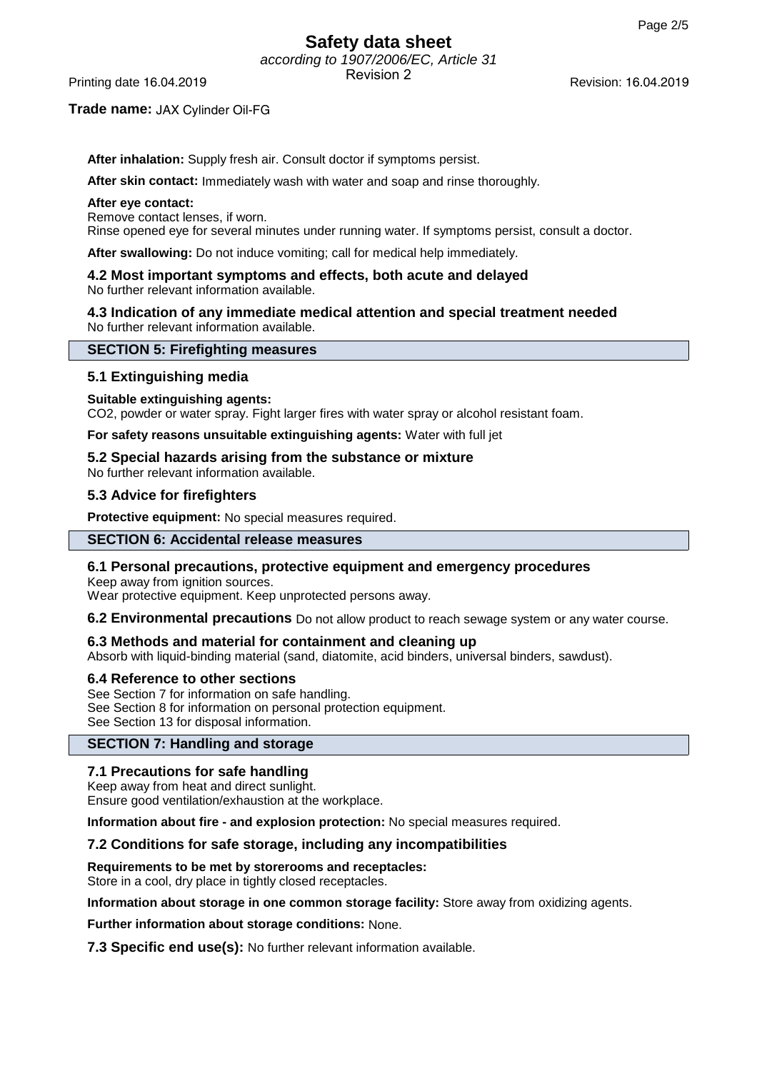**After inhalation:** Supply fresh air. Consult doctor if symptoms persist.

**After skin contact:** Immediately wash with water and soap and rinse thoroughly.

**After eye contact:**
Remove contact lenses, if worn.
Rinse opened eye for several minutes under running water. If symptoms persist, consult a doctor.

**After swallowing:** Do not induce vomiting; call for medical help immediately.

### 4.2 Most important symptoms and effects, both acute and delayed

No further relevant information available.

### 4.3 Indication of any immediate medical attention and special treatment needed

No further relevant information available.

## SECTION 5: Firefighting measures

### 5.1 Extinguishing media

**Suitable extinguishing agents:**
$CO_2$, powder or water spray. Fight larger fires with water spray or alcohol resistant foam.

**For safety reasons unsuitable extinguishing agents:** Water with full jet

### 5.2 Special hazards arising from the substance or mixture

No further relevant information available.

### 5.3 Advice for firefighters

**Protective equipment:** No special measures required.

## SECTION 6: Accidental release measures

### 6.1 Personal precautions, protective equipment and emergency procedures

Keep away from ignition sources.
Wear protective equipment. Keep unprotected persons away.

**6.2 Environmental precautions** Do not allow product to reach sewage system or any water course.

### 6.3 Methods and material for containment and cleaning up

Absorb with liquid-binding material (sand, diatomite, acid binders, universal binders, sawdust).

### 6.4 Reference to other sections

See Section 7 for information on safe handling.
See Section 8 for information on personal protection equipment.
See Section 13 for disposal information.

## SECTION 7: Handling and storage

### 7.1 Precautions for safe handling

Keep away from heat and direct sunlight.
Ensure good ventilation/exhaustion at the workplace.

**Information about fire - and explosion protection:** No special measures required.

### 7.2 Conditions for safe storage, including any incompatibilities

**Requirements to be met by storerooms and receptacles:**
Store in a cool, dry place in tightly closed receptacles.

**Information about storage in one common storage facility:** Store away from oxidizing agents.

**Further information about storage conditions:** None.

**7.3 Specific end use(s):** No further relevant information available.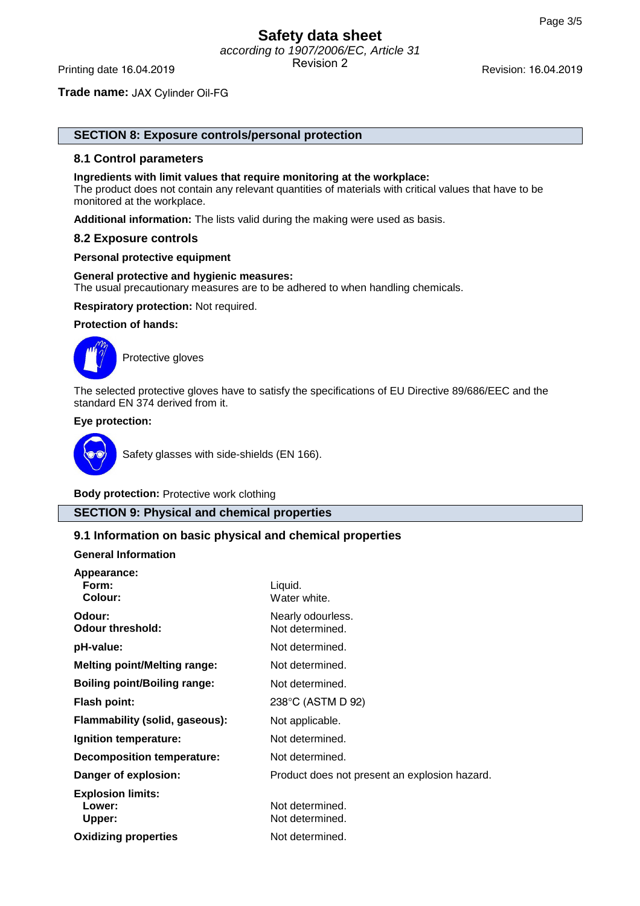## SECTION 8: Exposure controls/personal protection

### 8.1 Control parameters

**Ingredients with limit values that require monitoring at the workplace:**
The product does not contain any relevant quantities of materials with critical values that have to be monitored at the workplace.

**Additional information:** The lists valid during the making were used as basis.

### 8.2 Exposure controls

**Personal protective equipment**

**General protective and hygienic measures:**
The usual precautionary measures are to be adhered to when handling chemicals.

**Respiratory protection:** Not required.

**Protection of hands:**

Protective gloves

The selected protective gloves have to satisfy the specifications of EU Directive 89/686/EEC and the standard EN 374 derived from it.

**Eye protection:**

Safety glasses with side-shields (EN 166).

**Body protection:** Protective work clothing

## SECTION 9: Physical and chemical properties

### 9.1 Information on basic physical and chemical properties

**General Information**

| | |
|---|---|
| **Appearance:** | |
| **Form:** | Liquid. |
| **Colour:** | Water white. |
| **Odour:** | Nearly odourless. |
| **Odour threshold:** | Not determined. |
| **pH-value:** | Not determined. |
| **Melting point/Melting range:** | Not determined. |
| **Boiling point/Boiling range:** | Not determined. |
| **Flash point:** | 238°C (ASTM D 92) |
| **Flammability (solid, gaseous):** | Not applicable. |
| **Ignition temperature:** | Not determined. |
| **Decomposition temperature:** | Not determined. |
| **Danger of explosion:** | Product does not present an explosion hazard. |
| **Explosion limits:** | |
| **Lower:** | Not determined. |
| **Upper:** | Not determined. |
| **Oxidizing properties** | Not determined. |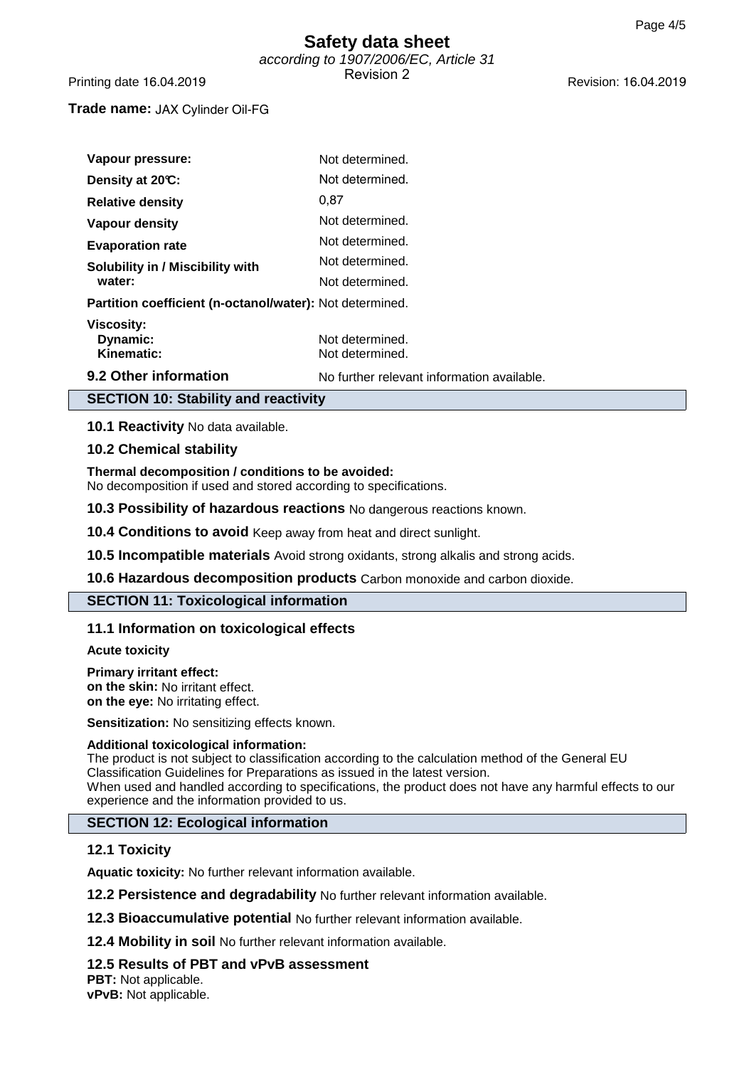| | |
|---|---|
| **Vapour pressure:** | Not determined. |
| **Density at 20°C:** | Not determined. |
| **Relative density** | 0,87 |
| **Vapour density** | Not determined. |
| **Evaporation rate** | Not determined. |
| **Solubility in / Miscibility with** | Not determined. |
| **water:** | Not determined. |
| **Partition coefficient (n-octanol/water):** | Not determined. |
| **Viscosity:** | |
| **Dynamic:** | Not determined. |
| **Kinematic:** | Not determined. |

**9.2 Other information** No further relevant information available.

## SECTION 10: Stability and reactivity

**10.1 Reactivity** No data available.

**10.2 Chemical stability**

**Thermal decomposition / conditions to be avoided:**
No decomposition if used and stored according to specifications.

**10.3 Possibility of hazardous reactions** No dangerous reactions known.

**10.4 Conditions to avoid** Keep away from heat and direct sunlight.

**10.5 Incompatible materials** Avoid strong oxidants, strong alkalis and strong acids.

**10.6 Hazardous decomposition products** Carbon monoxide and carbon dioxide.

## SECTION 11: Toxicological information

**11.1 Information on toxicological effects**

**Acute toxicity**

**Primary irritant effect:**
**on the skin:** No irritant effect.
**on the eye:** No irritating effect.

**Sensitization:** No sensitizing effects known.

**Additional toxicological information:**
The product is not subject to classification according to the calculation method of the General EU Classification Guidelines for Preparations as issued in the latest version.
When used and handled according to specifications, the product does not have any harmful effects to our experience and the information provided to us.

## SECTION 12: Ecological information

**12.1 Toxicity**

**Aquatic toxicity:** No further relevant information available.

**12.2 Persistence and degradability** No further relevant information available.

**12.3 Bioaccumulative potential** No further relevant information available.

**12.4 Mobility in soil** No further relevant information available.

**12.5 Results of PBT and vPvB assessment**
**PBT:** Not applicable.
**vPvB:** Not applicable.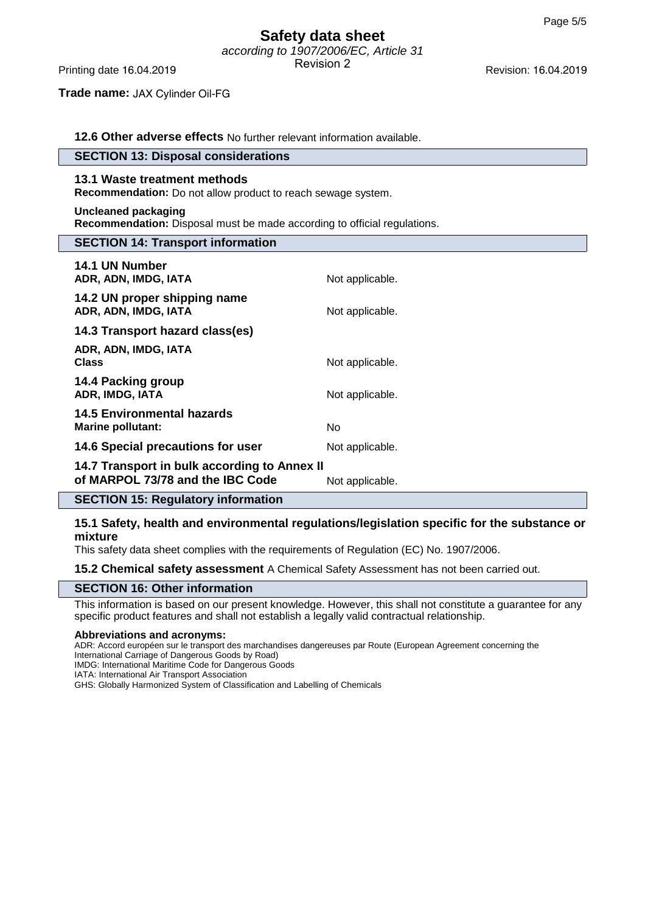**12.6 Other adverse effects** No further relevant information available.

## SECTION 13: Disposal considerations

### 13.1 Waste treatment methods

**Recommendation:** Do not allow product to reach sewage system.

**Uncleaned packaging**
**Recommendation:** Disposal must be made according to official regulations.

## SECTION 14: Transport information

| | |
|---|---|
| **14.1 UN Number**<br>**ADR, ADN, IMDG, IATA** | Not applicable. |
| **14.2 UN proper shipping name**<br>**ADR, ADN, IMDG, IATA** | Not applicable. |
| **14.3 Transport hazard class(es)** | |
| **ADR, ADN, IMDG, IATA**<br>**Class** | Not applicable. |
| **14.4 Packing group**<br>**ADR, IMDG, IATA** | Not applicable. |
| **14.5 Environmental hazards**<br>**Marine pollutant:** | No |
| **14.6 Special precautions for user** | Not applicable. |
| **14.7 Transport in bulk according to Annex II of MARPOL 73/78 and the IBC Code** | Not applicable. |

## SECTION 15: Regulatory information

### 15.1 Safety, health and environmental regulations/legislation specific for the substance or mixture

This safety data sheet complies with the requirements of Regulation (EC) No. 1907/2006.

**15.2 Chemical safety assessment** A Chemical Safety Assessment has not been carried out.

## SECTION 16: Other information

This information is based on our present knowledge. However, this shall not constitute a guarantee for any specific product features and shall not establish a legally valid contractual relationship.

**Abbreviations and acronyms:**
ADR: Accord européen sur le transport des marchandises dangereuses par Route (European Agreement concerning the International Carriage of Dangerous Goods by Road)
IMDG: International Maritime Code for Dangerous Goods
IATA: International Air Transport Association
GHS: Globally Harmonized System of Classification and Labelling of Chemicals